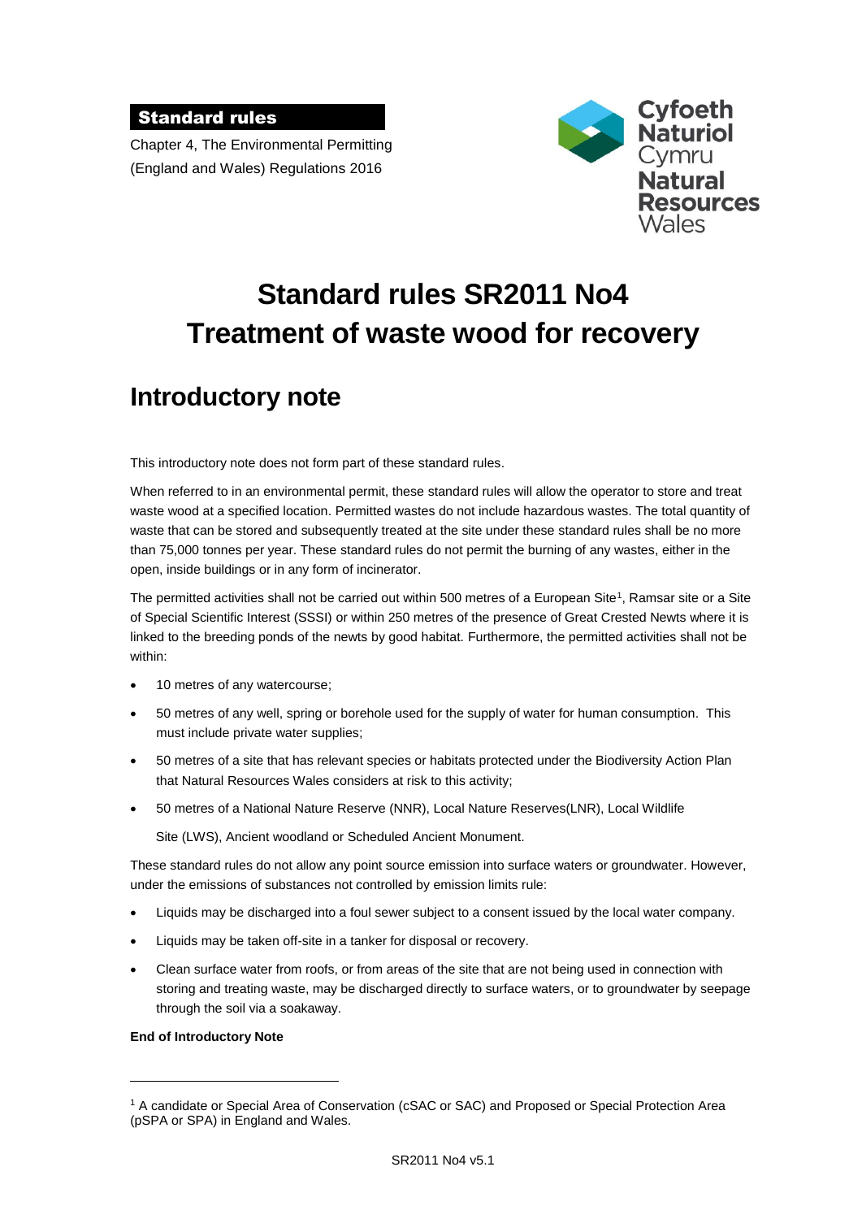**Standard rules**

Chapter 4, The Environmental Permitting (England and Wales) Regulations 2016

Cyfoeth Naturiol Cymru
Natural Resources Wales

# Standard rules SR2011 No4 Treatment of waste wood for recovery

## Introductory note

This introductory note does not form part of these standard rules.

When referred to in an environmental permit, these standard rules will allow the operator to store and treat waste wood at a specified location. Permitted wastes do not include hazardous wastes. The total quantity of waste that can be stored and subsequently treated at the site under these standard rules shall be no more than 75,000 tonnes per year. These standard rules do not permit the burning of any wastes, either in the open, inside buildings or in any form of incinerator.

The permitted activities shall not be carried out within 500 metres of a European Site[1], Ramsar site or a Site of Special Scientific Interest (SSSI) or within 250 metres of the presence of Great Crested Newts where it is linked to the breeding ponds of the newts by good habitat. Furthermore, the permitted activities shall not be within:

- 10 metres of any watercourse;
- 50 metres of any well, spring or borehole used for the supply of water for human consumption. This must include private water supplies;
- 50 metres of a site that has relevant species or habitats protected under the Biodiversity Action Plan that Natural Resources Wales considers at risk to this activity;
- 50 metres of a National Nature Reserve (NNR), Local Nature Reserves(LNR), Local Wildlife Site (LWS), Ancient woodland or Scheduled Ancient Monument.

These standard rules do not allow any point source emission into surface waters or groundwater. However, under the emissions of substances not controlled by emission limits rule:

- Liquids may be discharged into a foul sewer subject to a consent issued by the local water company.
- Liquids may be taken off-site in a tanker for disposal or recovery.
- Clean surface water from roofs, or from areas of the site that are not being used in connection with storing and treating waste, may be discharged directly to surface waters, or to groundwater by seepage through the soil via a soakaway.

**End of Introductory Note**

[1] A candidate or Special Area of Conservation (cSAC or SAC) and Proposed or Special Protection Area (pSPA or SPA) in England and Wales.

SR2011 No4 v5.1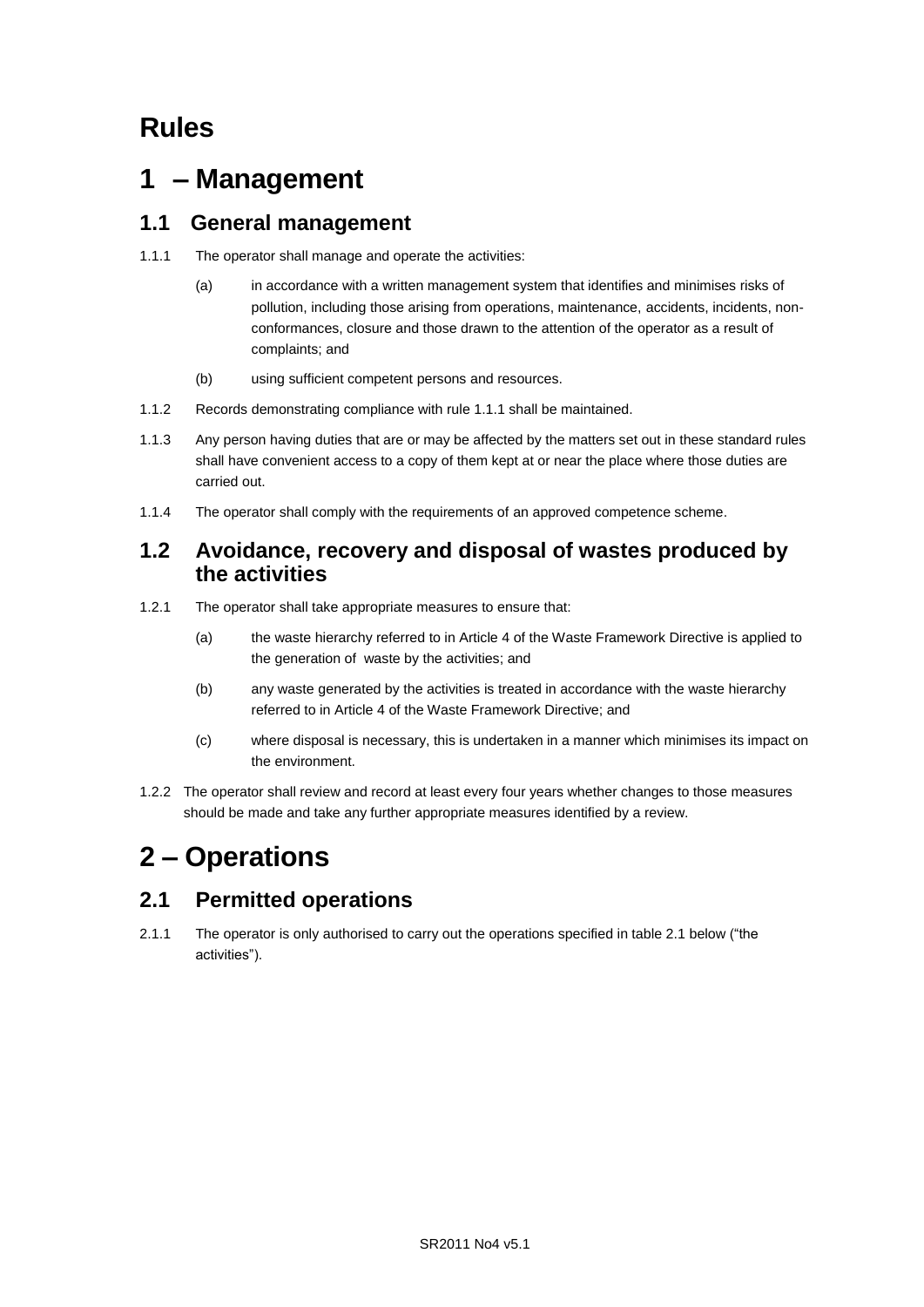# Rules

# 1 – Management

## 1.1 General management

1.1.1 The operator shall manage and operate the activities:

(a) in accordance with a written management system that identifies and minimises risks of pollution, including those arising from operations, maintenance, accidents, incidents, non-conformances, closure and those drawn to the attention of the operator as a result of complaints; and

(b) using sufficient competent persons and resources.

1.1.2 Records demonstrating compliance with rule 1.1.1 shall be maintained.

1.1.3 Any person having duties that are or may be affected by the matters set out in these standard rules shall have convenient access to a copy of them kept at or near the place where those duties are carried out.

1.1.4 The operator shall comply with the requirements of an approved competence scheme.

## 1.2 Avoidance, recovery and disposal of wastes produced by the activities

1.2.1 The operator shall take appropriate measures to ensure that:

(a) the waste hierarchy referred to in Article 4 of the Waste Framework Directive is applied to the generation of waste by the activities; and

(b) any waste generated by the activities is treated in accordance with the waste hierarchy referred to in Article 4 of the Waste Framework Directive; and

(c) where disposal is necessary, this is undertaken in a manner which minimises its impact on the environment.

1.2.2 The operator shall review and record at least every four years whether changes to those measures should be made and take any further appropriate measures identified by a review.

# 2 – Operations

## 2.1 Permitted operations

2.1.1 The operator is only authorised to carry out the operations specified in table 2.1 below ("the activities").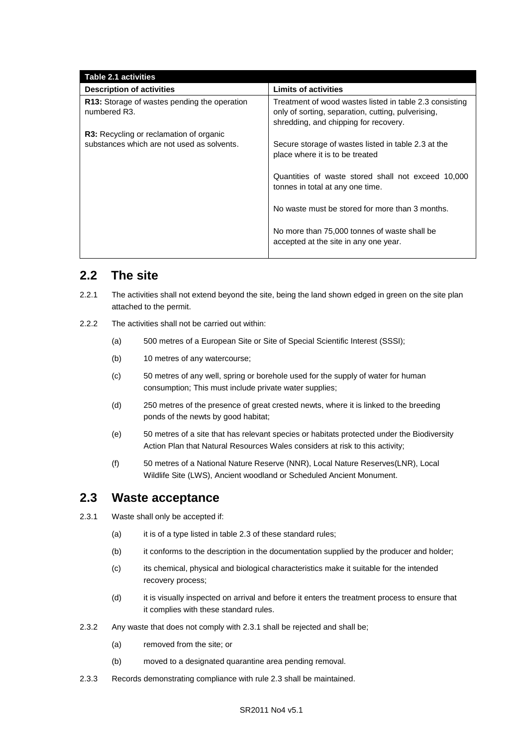| Table 2.1 activities | |
|---|---|
| **Description of activities** | **Limits of activities** |
| **R13:** Storage of wastes pending the operation numbered R3.<br><br>**R3:** Recycling or reclamation of organic substances which are not used as solvents. | Treatment of wood wastes listed in table 2.3 consisting only of sorting, separation, cutting, pulverising, shredding, and chipping for recovery.<br><br>Secure storage of wastes listed in table 2.3 at the place where it is to be treated<br><br>Quantities of waste stored shall not exceed 10,000 tonnes in total at any one time.<br><br>No waste must be stored for more than 3 months.<br><br>No more than 75,000 tonnes of waste shall be accepted at the site in any one year. |

## 2.2 The site

2.2.1 The activities shall not extend beyond the site, being the land shown edged in green on the site plan attached to the permit.

2.2.2 The activities shall not be carried out within:

- (a) 500 metres of a European Site or Site of Special Scientific Interest (SSSI);
- (b) 10 metres of any watercourse;
- (c) 50 metres of any well, spring or borehole used for the supply of water for human consumption; This must include private water supplies;
- (d) 250 metres of the presence of great crested newts, where it is linked to the breeding ponds of the newts by good habitat;
- (e) 50 metres of a site that has relevant species or habitats protected under the Biodiversity Action Plan that Natural Resources Wales considers at risk to this activity;
- (f) 50 metres of a National Nature Reserve (NNR), Local Nature Reserves(LNR), Local Wildlife Site (LWS), Ancient woodland or Scheduled Ancient Monument.

## 2.3 Waste acceptance

2.3.1 Waste shall only be accepted if:

- (a) it is of a type listed in table 2.3 of these standard rules;
- (b) it conforms to the description in the documentation supplied by the producer and holder;
- (c) its chemical, physical and biological characteristics make it suitable for the intended recovery process;
- (d) it is visually inspected on arrival and before it enters the treatment process to ensure that it complies with these standard rules.

2.3.2 Any waste that does not comply with 2.3.1 shall be rejected and shall be;

- (a) removed from the site; or
- (b) moved to a designated quarantine area pending removal.

2.3.3 Records demonstrating compliance with rule 2.3 shall be maintained.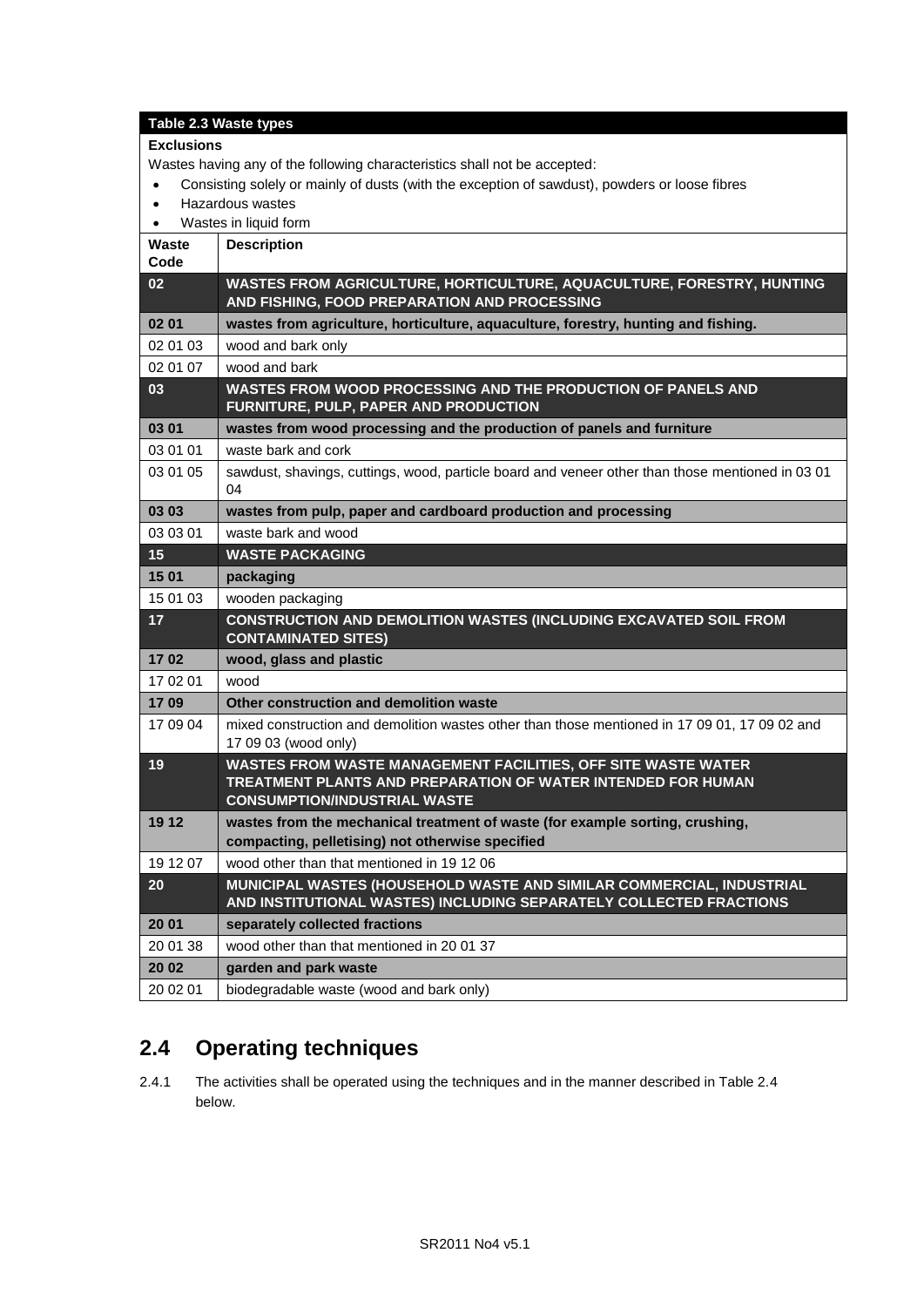| Table 2.3 Waste types | |
|---|---|
| **Exclusions**<br>Wastes having any of the following characteristics shall not be accepted:<br>• Consisting solely or mainly of dusts (with the exception of sawdust), powders or loose fibres<br>• Hazardous wastes<br>• Wastes in liquid form | |
| **Waste Code** | **Description** |
| **02** | **WASTES FROM AGRICULTURE, HORTICULTURE, AQUACULTURE, FORESTRY, HUNTING AND FISHING, FOOD PREPARATION AND PROCESSING** |
| **02 01** | **wastes from agriculture, horticulture, aquaculture, forestry, hunting and fishing.** |
| 02 01 03 | wood and bark only |
| 02 01 07 | wood and bark |
| **03** | **WASTES FROM WOOD PROCESSING AND THE PRODUCTION OF PANELS AND FURNITURE, PULP, PAPER AND PRODUCTION** |
| **03 01** | **wastes from wood processing and the production of panels and furniture** |
| 03 01 01 | waste bark and cork |
| 03 01 05 | sawdust, shavings, cuttings, wood, particle board and veneer other than those mentioned in 03 01 04 |
| **03 03** | **wastes from pulp, paper and cardboard production and processing** |
| 03 03 01 | waste bark and wood |
| **15** | **WASTE PACKAGING** |
| **15 01** | **packaging** |
| 15 01 03 | wooden packaging |
| **17** | **CONSTRUCTION AND DEMOLITION WASTES (INCLUDING EXCAVATED SOIL FROM CONTAMINATED SITES)** |
| **17 02** | **wood, glass and plastic** |
| 17 02 01 | wood |
| **17 09** | **Other construction and demolition waste** |
| 17 09 04 | mixed construction and demolition wastes other than those mentioned in 17 09 01, 17 09 02 and 17 09 03 (wood only) |
| **19** | **WASTES FROM WASTE MANAGEMENT FACILITIES, OFF SITE WASTE WATER TREATMENT PLANTS AND PREPARATION OF WATER INTENDED FOR HUMAN CONSUMPTION/INDUSTRIAL WASTE** |
| **19 12** | **wastes from the mechanical treatment of waste (for example sorting, crushing, compacting, pelletising) not otherwise specified** |
| 19 12 07 | wood other than that mentioned in 19 12 06 |
| **20** | **MUNICIPAL WASTES (HOUSEHOLD WASTE AND SIMILAR COMMERCIAL, INDUSTRIAL AND INSTITUTIONAL WASTES) INCLUDING SEPARATELY COLLECTED FRACTIONS** |
| **20 01** | **separately collected fractions** |
| 20 01 38 | wood other than that mentioned in 20 01 37 |
| **20 02** | **garden and park waste** |
| 20 02 01 | biodegradable waste (wood and bark only) |

## 2.4 Operating techniques

2.4.1 The activities shall be operated using the techniques and in the manner described in Table 2.4 below.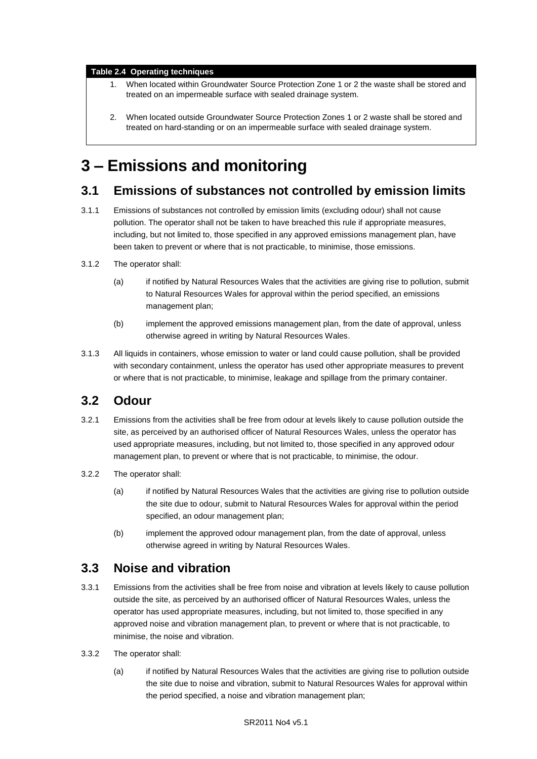| Table 2.4 Operating techniques |
| --- |
| 1. When located within Groundwater Source Protection Zone 1 or 2 the waste shall be stored and treated on an impermeable surface with sealed drainage system. |
| 2. When located outside Groundwater Source Protection Zones 1 or 2 waste shall be stored and treated on hard-standing or on an impermeable surface with sealed drainage system. |

# 3 – Emissions and monitoring

## 3.1 Emissions of substances not controlled by emission limits

3.1.1 Emissions of substances not controlled by emission limits (excluding odour) shall not cause pollution. The operator shall not be taken to have breached this rule if appropriate measures, including, but not limited to, those specified in any approved emissions management plan, have been taken to prevent or where that is not practicable, to minimise, those emissions.

3.1.2 The operator shall:

(a) if notified by Natural Resources Wales that the activities are giving rise to pollution, submit to Natural Resources Wales for approval within the period specified, an emissions management plan;

(b) implement the approved emissions management plan, from the date of approval, unless otherwise agreed in writing by Natural Resources Wales.

3.1.3 All liquids in containers, whose emission to water or land could cause pollution, shall be provided with secondary containment, unless the operator has used other appropriate measures to prevent or where that is not practicable, to minimise, leakage and spillage from the primary container.

## 3.2 Odour

3.2.1 Emissions from the activities shall be free from odour at levels likely to cause pollution outside the site, as perceived by an authorised officer of Natural Resources Wales, unless the operator has used appropriate measures, including, but not limited to, those specified in any approved odour management plan, to prevent or where that is not practicable, to minimise, the odour.

3.2.2 The operator shall:

(a) if notified by Natural Resources Wales that the activities are giving rise to pollution outside the site due to odour, submit to Natural Resources Wales for approval within the period specified, an odour management plan;

(b) implement the approved odour management plan, from the date of approval, unless otherwise agreed in writing by Natural Resources Wales.

## 3.3 Noise and vibration

3.3.1 Emissions from the activities shall be free from noise and vibration at levels likely to cause pollution outside the site, as perceived by an authorised officer of Natural Resources Wales, unless the operator has used appropriate measures, including, but not limited to, those specified in any approved noise and vibration management plan, to prevent or where that is not practicable, to minimise, the noise and vibration.

3.3.2 The operator shall:

(a) if notified by Natural Resources Wales that the activities are giving rise to pollution outside the site due to noise and vibration, submit to Natural Resources Wales for approval within the period specified, a noise and vibration management plan;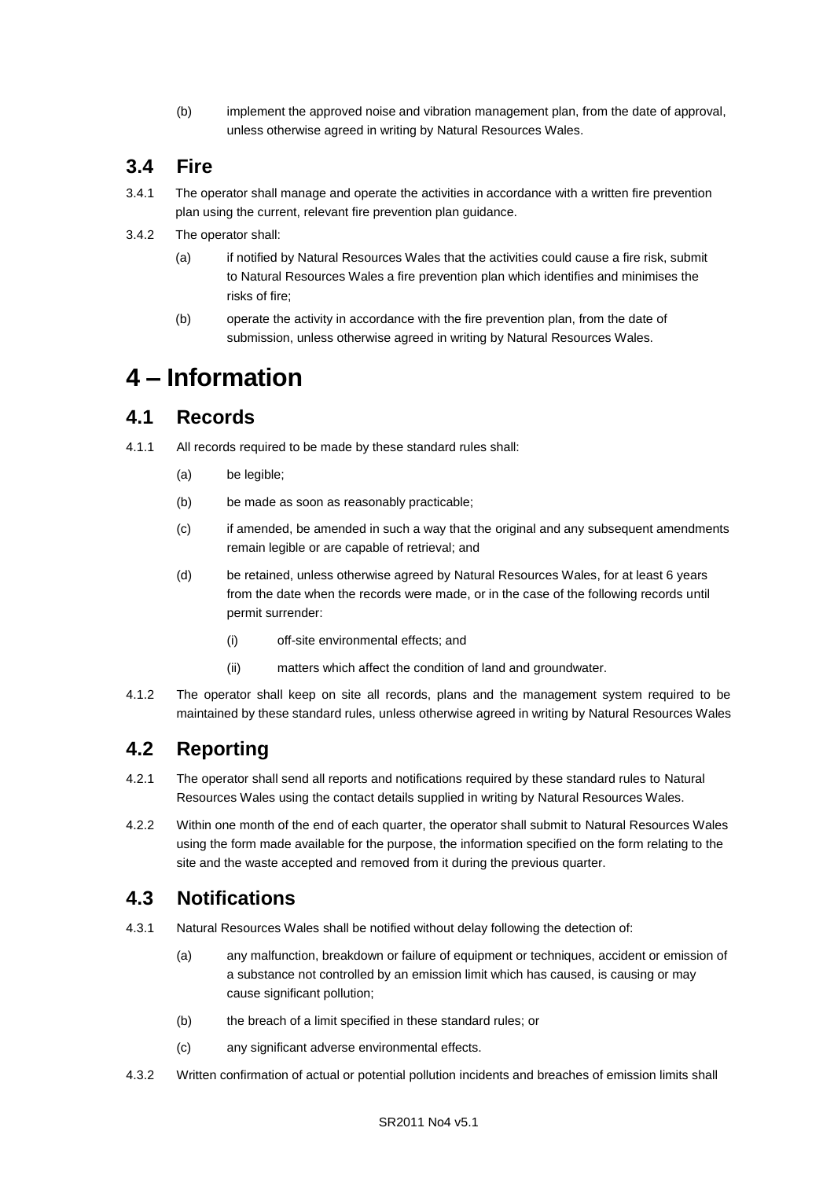(b) implement the approved noise and vibration management plan, from the date of approval, unless otherwise agreed in writing by Natural Resources Wales.

## 3.4 Fire

3.4.1 The operator shall manage and operate the activities in accordance with a written fire prevention plan using the current, relevant fire prevention plan guidance.

3.4.2 The operator shall:

(a) if notified by Natural Resources Wales that the activities could cause a fire risk, submit to Natural Resources Wales a fire prevention plan which identifies and minimises the risks of fire;

(b) operate the activity in accordance with the fire prevention plan, from the date of submission, unless otherwise agreed in writing by Natural Resources Wales.

# 4 – Information

## 4.1 Records

4.1.1 All records required to be made by these standard rules shall:

(a) be legible;

(b) be made as soon as reasonably practicable;

(c) if amended, be amended in such a way that the original and any subsequent amendments remain legible or are capable of retrieval; and

(d) be retained, unless otherwise agreed by Natural Resources Wales, for at least 6 years from the date when the records were made, or in the case of the following records until permit surrender:

(i) off-site environmental effects; and

(ii) matters which affect the condition of land and groundwater.

4.1.2 The operator shall keep on site all records, plans and the management system required to be maintained by these standard rules, unless otherwise agreed in writing by Natural Resources Wales

## 4.2 Reporting

4.2.1 The operator shall send all reports and notifications required by these standard rules to Natural Resources Wales using the contact details supplied in writing by Natural Resources Wales.

4.2.2 Within one month of the end of each quarter, the operator shall submit to Natural Resources Wales using the form made available for the purpose, the information specified on the form relating to the site and the waste accepted and removed from it during the previous quarter.

## 4.3 Notifications

4.3.1 Natural Resources Wales shall be notified without delay following the detection of:

(a) any malfunction, breakdown or failure of equipment or techniques, accident or emission of a substance not controlled by an emission limit which has caused, is causing or may cause significant pollution;

(b) the breach of a limit specified in these standard rules; or

(c) any significant adverse environmental effects.

4.3.2 Written confirmation of actual or potential pollution incidents and breaches of emission limits shall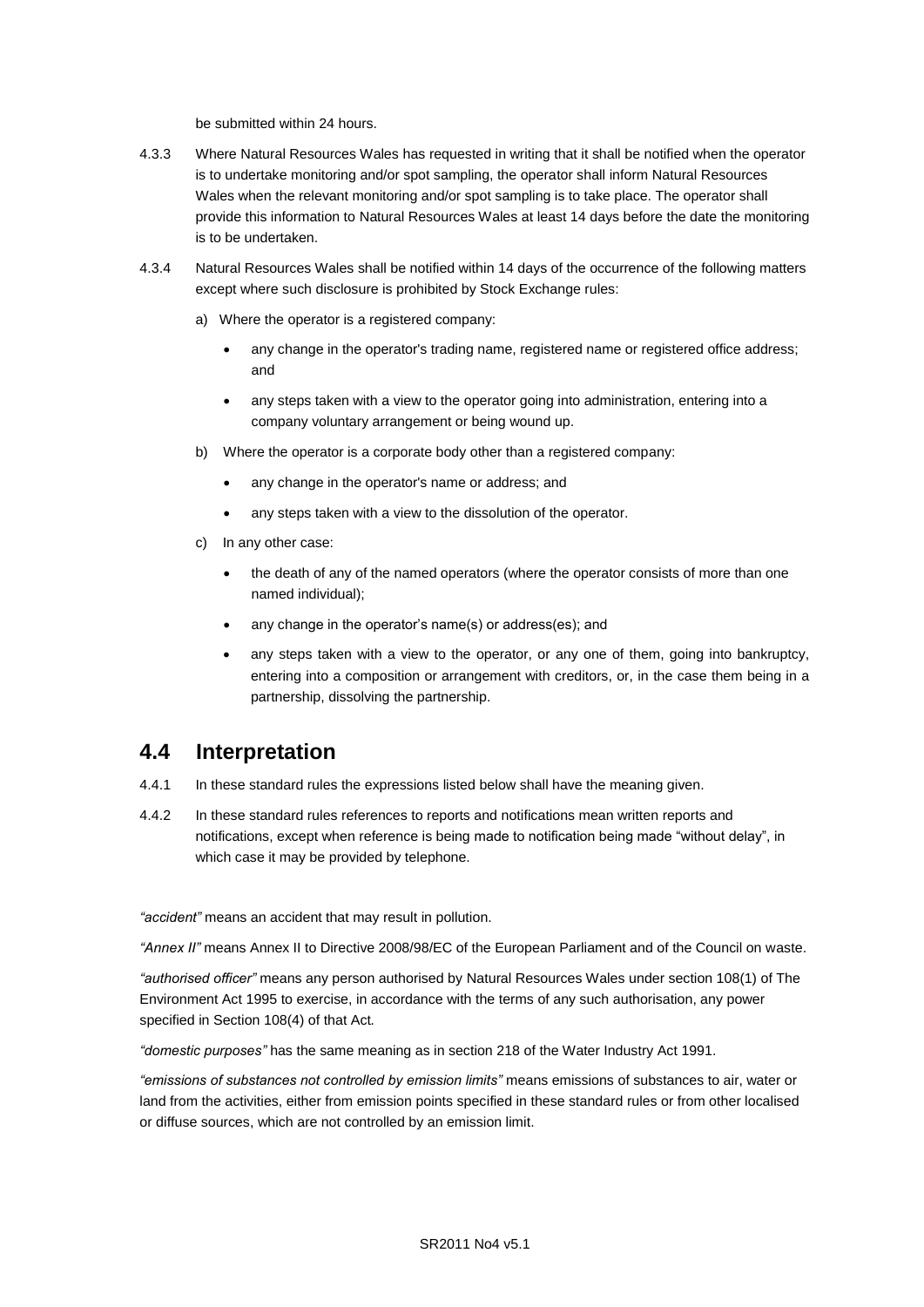be submitted within 24 hours.

4.3.3 Where Natural Resources Wales has requested in writing that it shall be notified when the operator is to undertake monitoring and/or spot sampling, the operator shall inform Natural Resources Wales when the relevant monitoring and/or spot sampling is to take place. The operator shall provide this information to Natural Resources Wales at least 14 days before the date the monitoring is to be undertaken.

4.3.4 Natural Resources Wales shall be notified within 14 days of the occurrence of the following matters except where such disclosure is prohibited by Stock Exchange rules:

a) Where the operator is a registered company:

- any change in the operator's trading name, registered name or registered office address; and
- any steps taken with a view to the operator going into administration, entering into a company voluntary arrangement or being wound up.

b) Where the operator is a corporate body other than a registered company:

- any change in the operator's name or address; and
- any steps taken with a view to the dissolution of the operator.

c) In any other case:

- the death of any of the named operators (where the operator consists of more than one named individual);
- any change in the operator's name(s) or address(es); and
- any steps taken with a view to the operator, or any one of them, going into bankruptcy, entering into a composition or arrangement with creditors, or, in the case them being in a partnership, dissolving the partnership.

## 4.4 Interpretation

4.4.1 In these standard rules the expressions listed below shall have the meaning given.

4.4.2 In these standard rules references to reports and notifications mean written reports and notifications, except when reference is being made to notification being made "without delay", in which case it may be provided by telephone.

*"accident"* means an accident that may result in pollution.

*"Annex II"* means Annex II to Directive 2008/98/EC of the European Parliament and of the Council on waste.

*"authorised officer"* means any person authorised by Natural Resources Wales under section 108(1) of The Environment Act 1995 to exercise, in accordance with the terms of any such authorisation, any power specified in Section 108(4) of that Act.

*"domestic purposes"* has the same meaning as in section 218 of the Water Industry Act 1991.

*"emissions of substances not controlled by emission limits"* means emissions of substances to air, water or land from the activities, either from emission points specified in these standard rules or from other localised or diffuse sources, which are not controlled by an emission limit.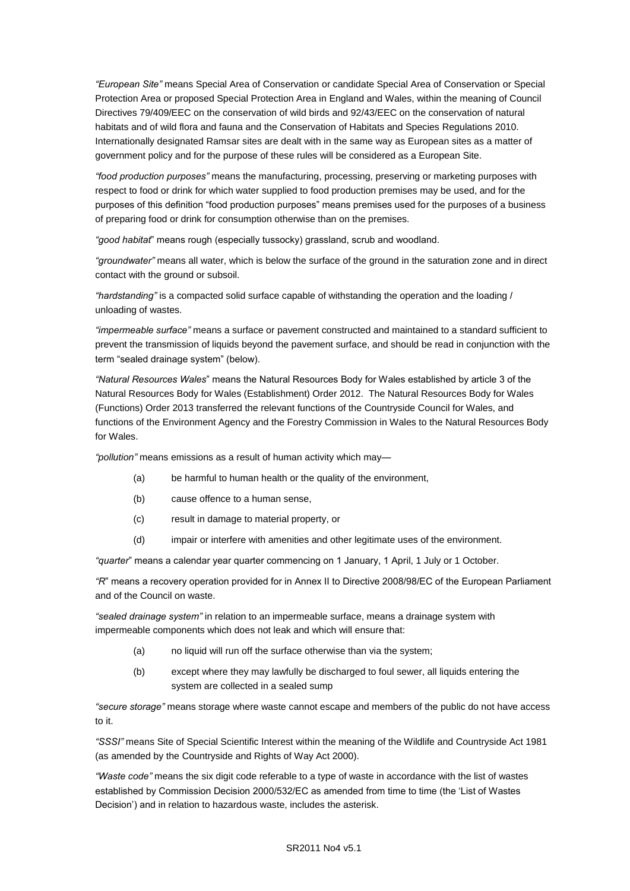*"European Site"* means Special Area of Conservation or candidate Special Area of Conservation or Special Protection Area or proposed Special Protection Area in England and Wales, within the meaning of Council Directives 79/409/EEC on the conservation of wild birds and 92/43/EEC on the conservation of natural habitats and of wild flora and fauna and the Conservation of Habitats and Species Regulations 2010. Internationally designated Ramsar sites are dealt with in the same way as European sites as a matter of government policy and for the purpose of these rules will be considered as a European Site.

*"food production purposes"* means the manufacturing, processing, preserving or marketing purposes with respect to food or drink for which water supplied to food production premises may be used, and for the purposes of this definition "food production purposes" means premises used for the purposes of a business of preparing food or drink for consumption otherwise than on the premises.

*"good habitat*" means rough (especially tussocky) grassland, scrub and woodland.

*"groundwater"* means all water, which is below the surface of the ground in the saturation zone and in direct contact with the ground or subsoil.

*"hardstanding"* is a compacted solid surface capable of withstanding the operation and the loading / unloading of wastes.

*"impermeable surface"* means a surface or pavement constructed and maintained to a standard sufficient to prevent the transmission of liquids beyond the pavement surface, and should be read in conjunction with the term "sealed drainage system" (below).

*"Natural Resources Wales*" means the Natural Resources Body for Wales established by article 3 of the Natural Resources Body for Wales (Establishment) Order 2012. The Natural Resources Body for Wales (Functions) Order 2013 transferred the relevant functions of the Countryside Council for Wales, and functions of the Environment Agency and the Forestry Commission in Wales to the Natural Resources Body for Wales.

*"pollution"* means emissions as a result of human activity which may—

(a) be harmful to human health or the quality of the environment,

(b) cause offence to a human sense,

(c) result in damage to material property, or

(d) impair or interfere with amenities and other legitimate uses of the environment.

*"quarter*" means a calendar year quarter commencing on 1 January, 1 April, 1 July or 1 October.

*"R*" means a recovery operation provided for in Annex II to Directive 2008/98/EC of the European Parliament and of the Council on waste.

*"sealed drainage system"* in relation to an impermeable surface, means a drainage system with impermeable components which does not leak and which will ensure that:

(a) no liquid will run off the surface otherwise than via the system;

(b) except where they may lawfully be discharged to foul sewer, all liquids entering the system are collected in a sealed sump

*"secure storage"* means storage where waste cannot escape and members of the public do not have access to it.

*"SSSI"* means Site of Special Scientific Interest within the meaning of the Wildlife and Countryside Act 1981 (as amended by the Countryside and Rights of Way Act 2000).

*"Waste code"* means the six digit code referable to a type of waste in accordance with the list of wastes established by Commission Decision 2000/532/EC as amended from time to time (the 'List of Wastes Decision') and in relation to hazardous waste, includes the asterisk.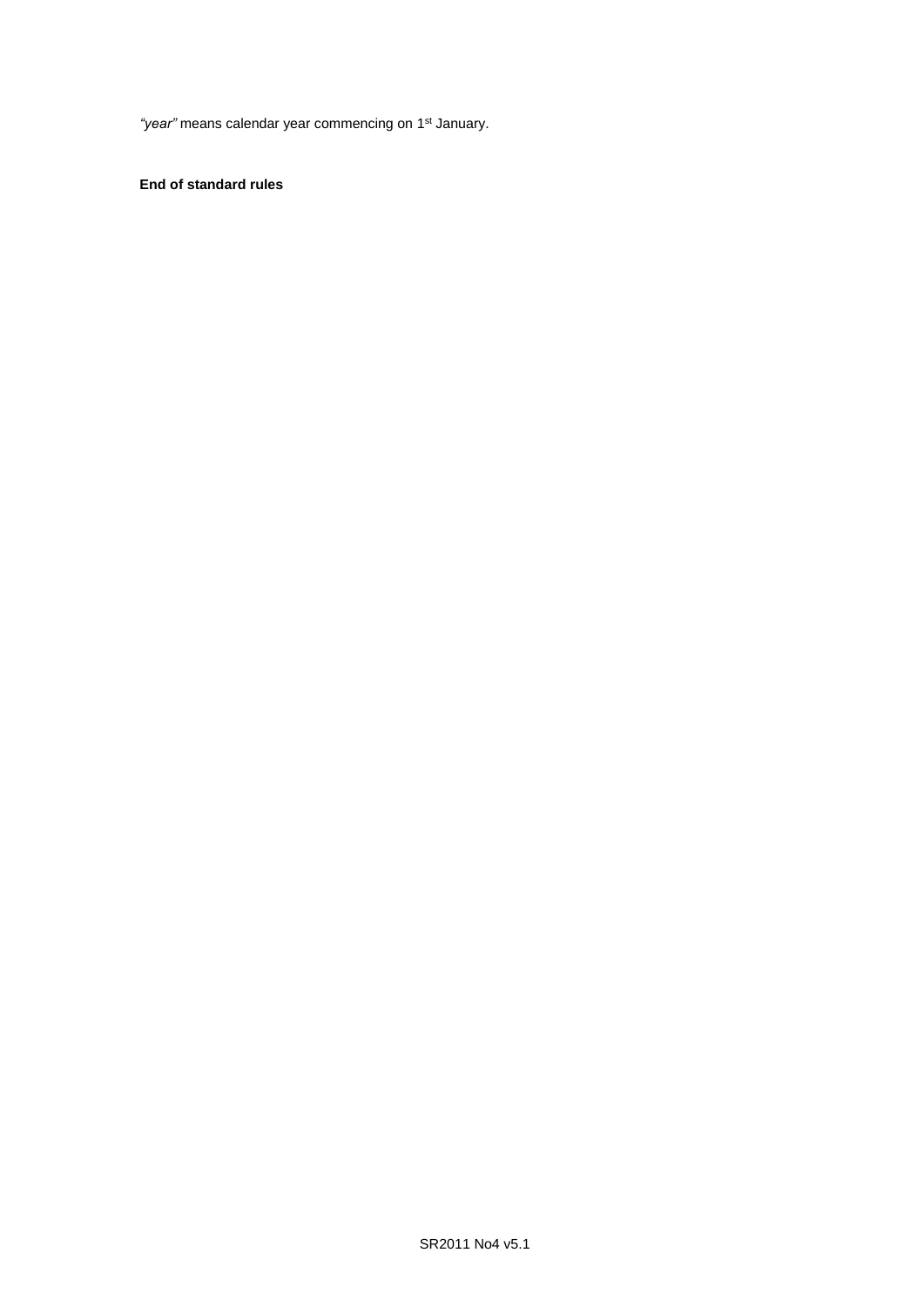*"year"* means calendar year commencing on 1st January.

**End of standard rules**